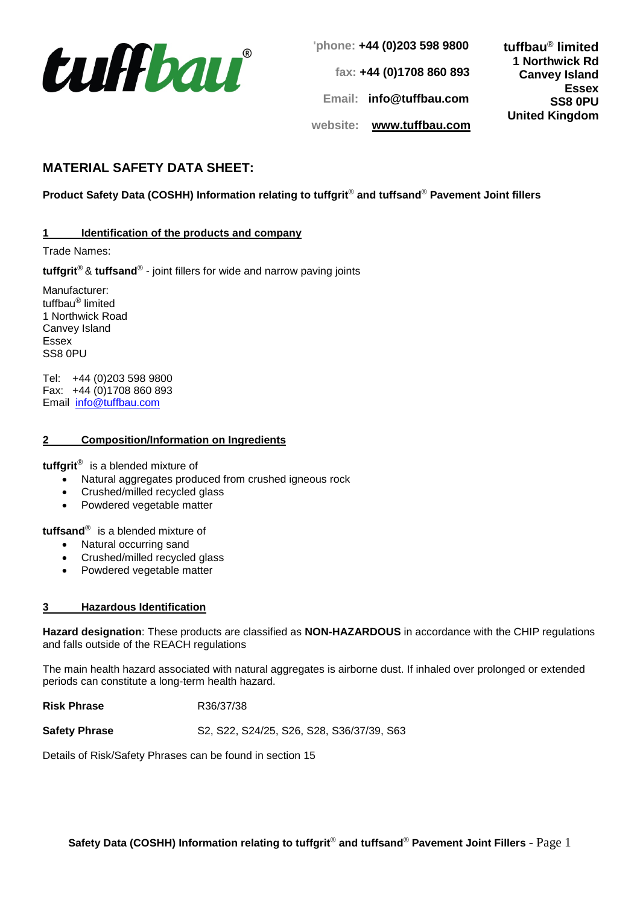tuffbau®

'phone: **+44 (0)203 598 9800**

fax: **+44 (0)1708 860 893**

Email: **info@tuffbau.com**

website: **www.tuffbau.com**

**tuffbau® limited**
**1 Northwick Rd**
**Canvey Island**
**Essex**
**SS8 0PU**
**United Kingdom**

## MATERIAL SAFETY DATA SHEET:

**Product Safety Data (COSHH) Information relating to tuffgrit® and tuffsand® Pavement Joint fillers**

### 1 Identification of the products and company

Trade Names:

**tuffgrit®** & **tuffsand®** - joint fillers for wide and narrow paving joints

Manufacturer:
tuffbau® limited
1 Northwick Road
Canvey Island
Essex
SS8 0PU

Tel: +44 (0)203 598 9800
Fax: +44 (0)1708 860 893
Email info@tuffbau.com

### 2 Composition/Information on Ingredients

**tuffgrit®** is a blended mixture of

- Natural aggregates produced from crushed igneous rock
- Crushed/milled recycled glass
- Powdered vegetable matter

**tuffsand®** is a blended mixture of

- Natural occurring sand
- Crushed/milled recycled glass
- Powdered vegetable matter

### 3 Hazardous Identification

**Hazard designation**: These products are classified as **NON-HAZARDOUS** in accordance with the CHIP regulations and falls outside of the REACH regulations

The main health hazard associated with natural aggregates is airborne dust. If inhaled over prolonged or extended periods can constitute a long-term health hazard.

**Risk Phrase** R36/37/38

**Safety Phrase** S2, S22, S24/25, S26, S28, S36/37/39, S63

Details of Risk/Safety Phrases can be found in section 15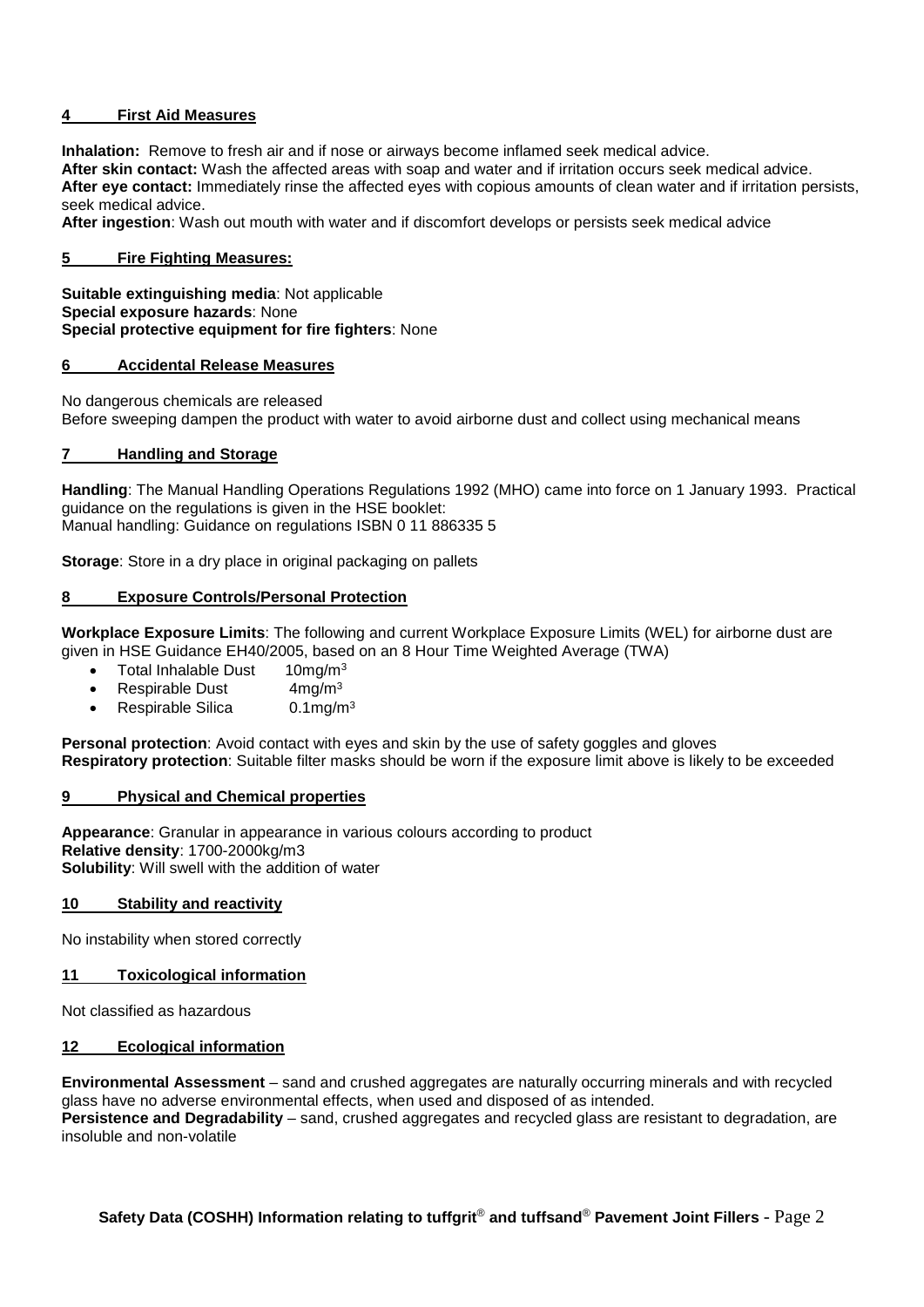## 4 First Aid Measures

**Inhalation:** Remove to fresh air and if nose or airways become inflamed seek medical advice.
**After skin contact:** Wash the affected areas with soap and water and if irritation occurs seek medical advice.
**After eye contact:** Immediately rinse the affected eyes with copious amounts of clean water and if irritation persists, seek medical advice.
**After ingestion**: Wash out mouth with water and if discomfort develops or persists seek medical advice

## 5 Fire Fighting Measures:

**Suitable extinguishing media**: Not applicable
**Special exposure hazards**: None
**Special protective equipment for fire fighters**: None

## 6 Accidental Release Measures

No dangerous chemicals are released
Before sweeping dampen the product with water to avoid airborne dust and collect using mechanical means

## 7 Handling and Storage

**Handling**: The Manual Handling Operations Regulations 1992 (MHO) came into force on 1 January 1993. Practical guidance on the regulations is given in the HSE booklet:
Manual handling: Guidance on regulations ISBN 0 11 886335 5

**Storage**: Store in a dry place in original packaging on pallets

## 8 Exposure Controls/Personal Protection

**Workplace Exposure Limits**: The following and current Workplace Exposure Limits (WEL) for airborne dust are given in HSE Guidance EH40/2005, based on an 8 Hour Time Weighted Average (TWA)

- Total Inhalable Dust 10mg/m$^3$
- Respirable Dust 4mg/m$^3$
- Respirable Silica 0.1mg/m$^3$

**Personal protection**: Avoid contact with eyes and skin by the use of safety goggles and gloves
**Respiratory protection**: Suitable filter masks should be worn if the exposure limit above is likely to be exceeded

## 9 Physical and Chemical properties

**Appearance**: Granular in appearance in various colours according to product
**Relative density**: 1700-2000kg/m3
**Solubility**: Will swell with the addition of water

## 10 Stability and reactivity

No instability when stored correctly

## 11 Toxicological information

Not classified as hazardous

## 12 Ecological information

**Environmental Assessment** – sand and crushed aggregates are naturally occurring minerals and with recycled glass have no adverse environmental effects, when used and disposed of as intended.
**Persistence and Degradability** – sand, crushed aggregates and recycled glass are resistant to degradation, are insoluble and non-volatile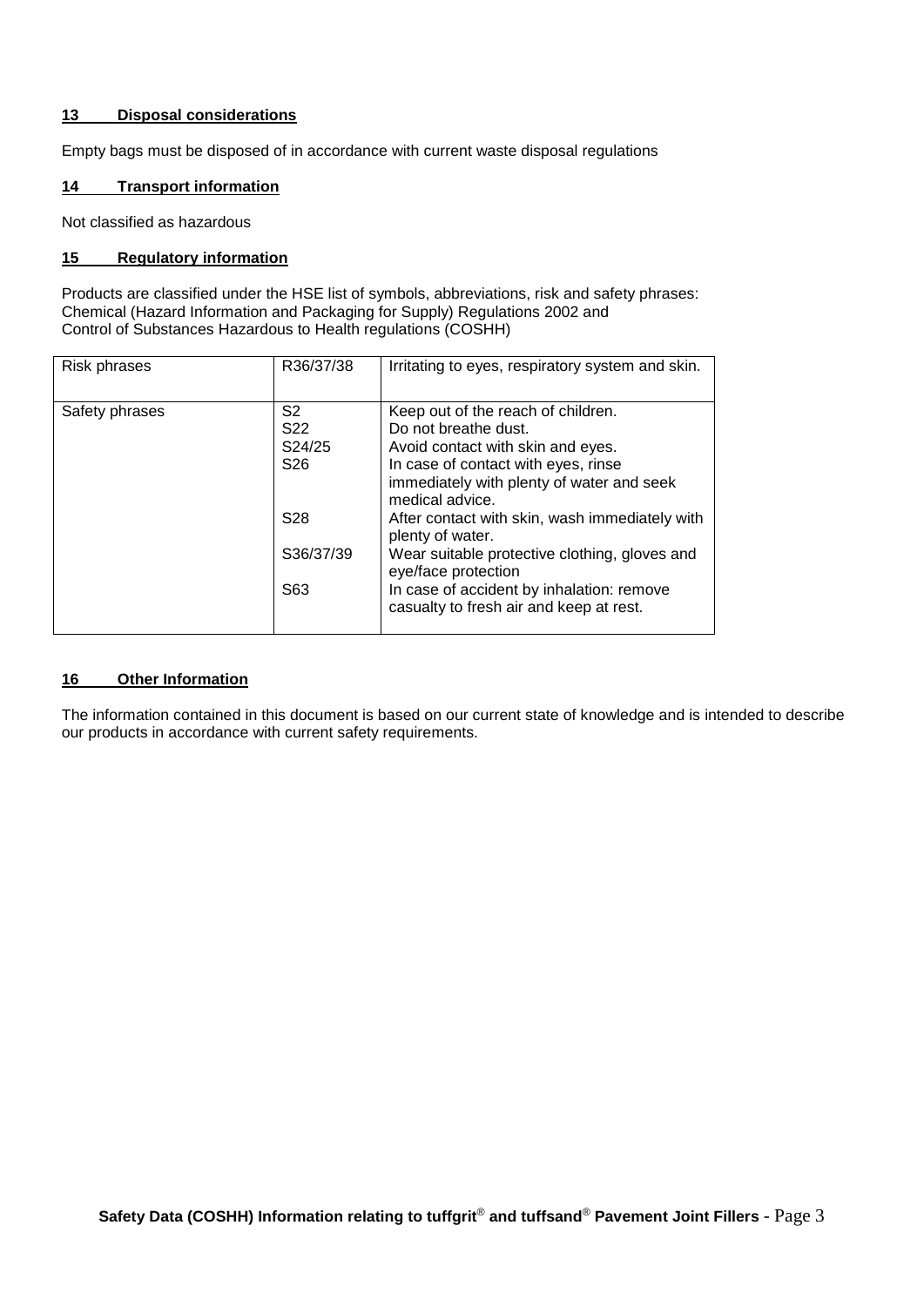## 13 Disposal considerations

Empty bags must be disposed of in accordance with current waste disposal regulations

## 14 Transport information

Not classified as hazardous

## 15 Regulatory information

Products are classified under the HSE list of symbols, abbreviations, risk and safety phrases:
Chemical (Hazard Information and Packaging for Supply) Regulations 2002 and
Control of Substances Hazardous to Health regulations (COSHH)

| | | |
|---|---|---|
| Risk phrases | R36/37/38 | Irritating to eyes, respiratory system and skin. |
| Safety phrases | S2 | Keep out of the reach of children. |
| | S22 | Do not breathe dust. |
| | S24/25 | Avoid contact with skin and eyes. |
| | S26 | In case of contact with eyes, rinse immediately with plenty of water and seek medical advice. |
| | S28 | After contact with skin, wash immediately with plenty of water. |
| | S36/37/39 | Wear suitable protective clothing, gloves and eye/face protection |
| | S63 | In case of accident by inhalation: remove casualty to fresh air and keep at rest. |

## 16 Other Information

The information contained in this document is based on our current state of knowledge and is intended to describe our products in accordance with current safety requirements.